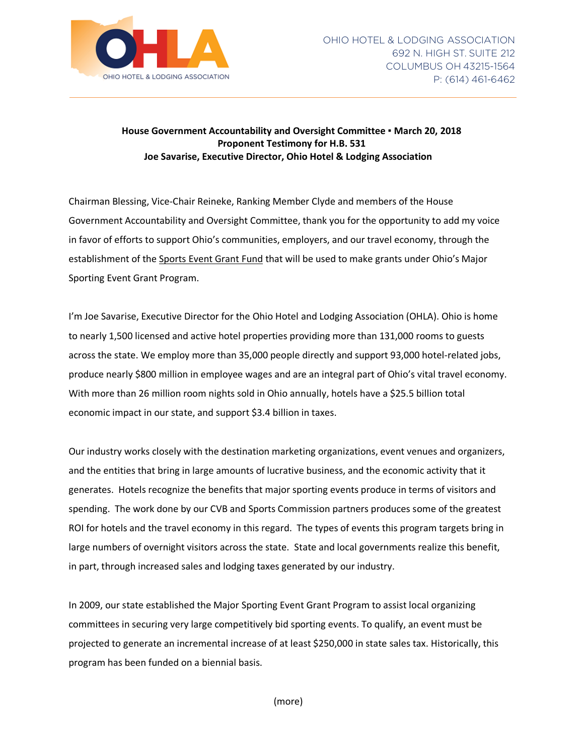OHIO HOTEL & LODGING ASSOCIATION
692 N. HIGH ST. SUITE 212
COLUMBUS OH 43215-1564
P: (614) 461-6462

**House Government Accountability and Oversight Committee ▪ March 20, 2018**
**Proponent Testimony for H.B. 531**
**Joe Savarise, Executive Director, Ohio Hotel & Lodging Association**

Chairman Blessing, Vice-Chair Reineke, Ranking Member Clyde and members of the House Government Accountability and Oversight Committee, thank you for the opportunity to add my voice in favor of efforts to support Ohio's communities, employers, and our travel economy, through the establishment of the Sports Event Grant Fund that will be used to make grants under Ohio's Major Sporting Event Grant Program.

I'm Joe Savarise, Executive Director for the Ohio Hotel and Lodging Association (OHLA). Ohio is home to nearly 1,500 licensed and active hotel properties providing more than 131,000 rooms to guests across the state. We employ more than 35,000 people directly and support 93,000 hotel-related jobs, produce nearly $800 million in employee wages and are an integral part of Ohio's vital travel economy. With more than 26 million room nights sold in Ohio annually, hotels have a $25.5 billion total economic impact in our state, and support $3.4 billion in taxes.

Our industry works closely with the destination marketing organizations, event venues and organizers, and the entities that bring in large amounts of lucrative business, and the economic activity that it generates. Hotels recognize the benefits that major sporting events produce in terms of visitors and spending. The work done by our CVB and Sports Commission partners produces some of the greatest ROI for hotels and the travel economy in this regard. The types of events this program targets bring in large numbers of overnight visitors across the state. State and local governments realize this benefit, in part, through increased sales and lodging taxes generated by our industry.

In 2009, our state established the Major Sporting Event Grant Program to assist local organizing committees in securing very large competitively bid sporting events. To qualify, an event must be projected to generate an incremental increase of at least $250,000 in state sales tax. Historically, this program has been funded on a biennial basis.

(more)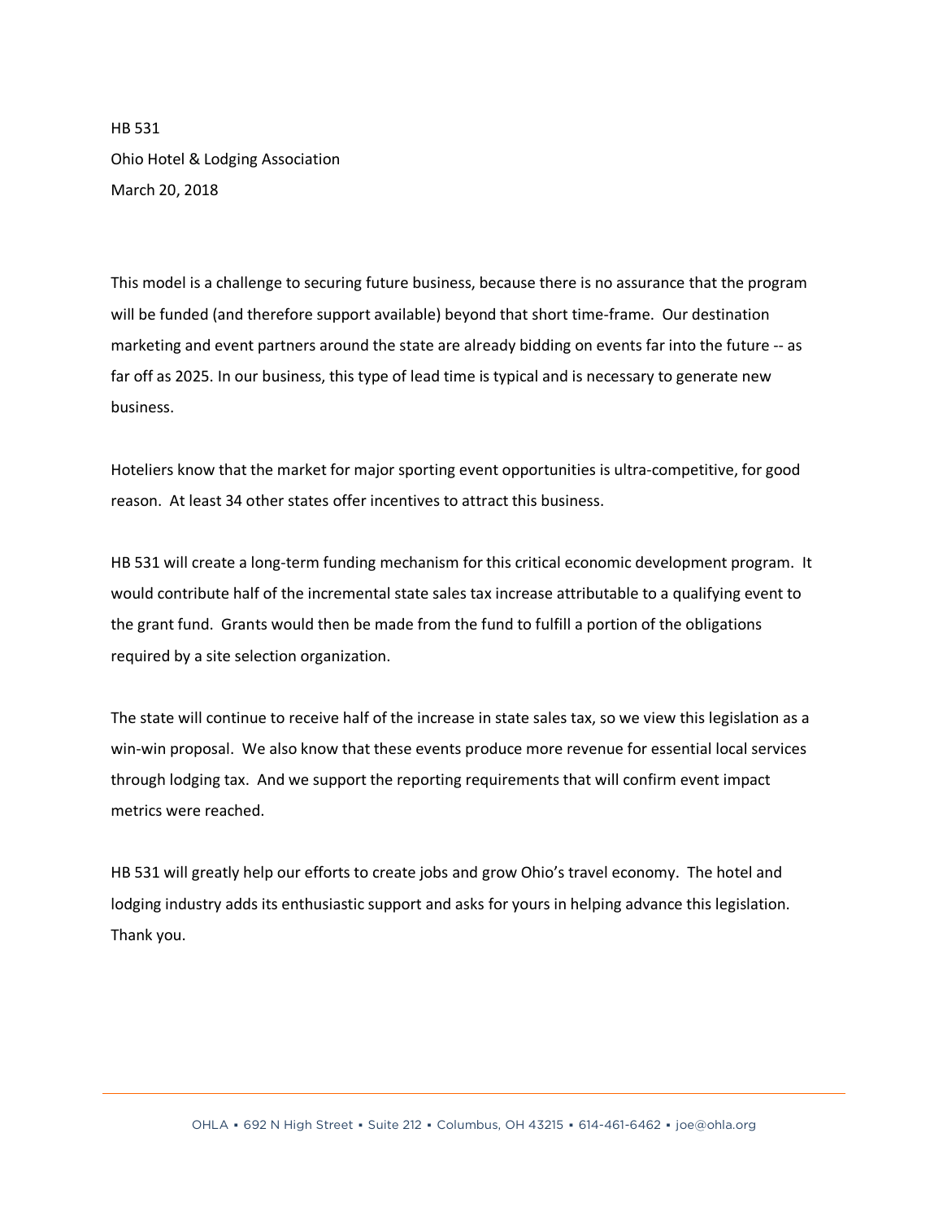HB 531
Ohio Hotel & Lodging Association
March 20, 2018

This model is a challenge to securing future business, because there is no assurance that the program will be funded (and therefore support available) beyond that short time-frame. Our destination marketing and event partners around the state are already bidding on events far into the future -- as far off as 2025. In our business, this type of lead time is typical and is necessary to generate new business.

Hoteliers know that the market for major sporting event opportunities is ultra-competitive, for good reason. At least 34 other states offer incentives to attract this business.

HB 531 will create a long-term funding mechanism for this critical economic development program. It would contribute half of the incremental state sales tax increase attributable to a qualifying event to the grant fund. Grants would then be made from the fund to fulfill a portion of the obligations required by a site selection organization.

The state will continue to receive half of the increase in state sales tax, so we view this legislation as a win-win proposal. We also know that these events produce more revenue for essential local services through lodging tax. And we support the reporting requirements that will confirm event impact metrics were reached.

HB 531 will greatly help our efforts to create jobs and grow Ohio's travel economy. The hotel and lodging industry adds its enthusiastic support and asks for yours in helping advance this legislation. Thank you.

OHLA ▪ 692 N High Street ▪ Suite 212 ▪ Columbus, OH 43215 ▪ 614-461-6462 ▪ joe@ohla.org